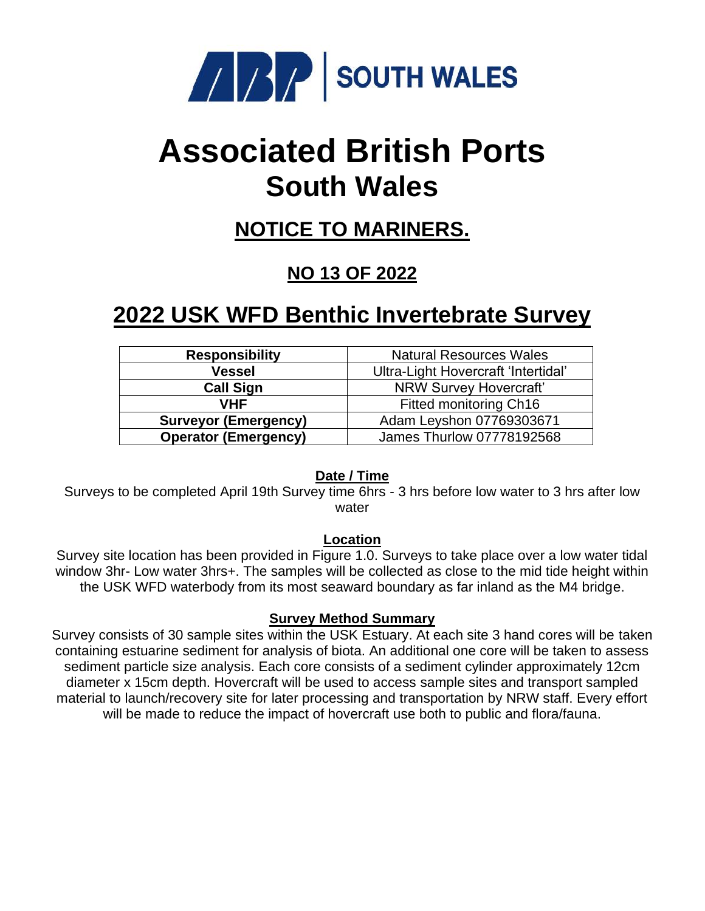ABP | SOUTH WALES

# Associated British Ports
# South Wales

## NOTICE TO MARINERS.

### NO 13 OF 2022

## 2022 USK WFD Benthic Invertebrate Survey

| Responsibility | Natural Resources Wales |
|---|---|
| Vessel | Ultra-Light Hovercraft 'Intertidal' |
| Call Sign | NRW Survey Hovercraft' |
| VHF | Fitted monitoring Ch16 |
| Surveyor (Emergency) | Adam Leyshon 07769303671 |
| Operator (Emergency) | James Thurlow 07778192568 |

**Date / Time**

Surveys to be completed April 19th Survey time 6hrs - 3 hrs before low water to 3 hrs after low water

**Location**

Survey site location has been provided in Figure 1.0. Surveys to take place over a low water tidal window 3hr- Low water 3hrs+. The samples will be collected as close to the mid tide height within the USK WFD waterbody from its most seaward boundary as far inland as the M4 bridge.

**Survey Method Summary**

Survey consists of 30 sample sites within the USK Estuary. At each site 3 hand cores will be taken containing estuarine sediment for analysis of biota. An additional one core will be taken to assess sediment particle size analysis. Each core consists of a sediment cylinder approximately 12cm diameter x 15cm depth. Hovercraft will be used to access sample sites and transport sampled material to launch/recovery site for later processing and transportation by NRW staff. Every effort will be made to reduce the impact of hovercraft use both to public and flora/fauna.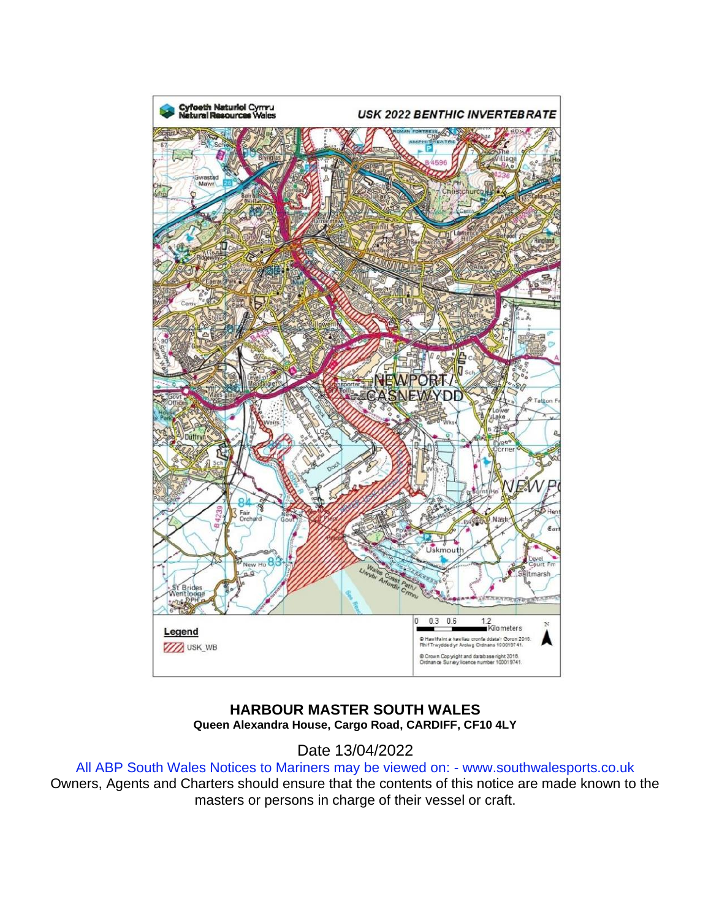**HARBOUR MASTER SOUTH WALES**
**Queen Alexandra House, Cargo Road, CARDIFF, CF10 4LY**

Date 13/04/2022

All ABP South Wales Notices to Mariners may be viewed on: - www.southwalesports.co.uk

Owners, Agents and Charters should ensure that the contents of this notice are made known to the masters or persons in charge of their vessel or craft.